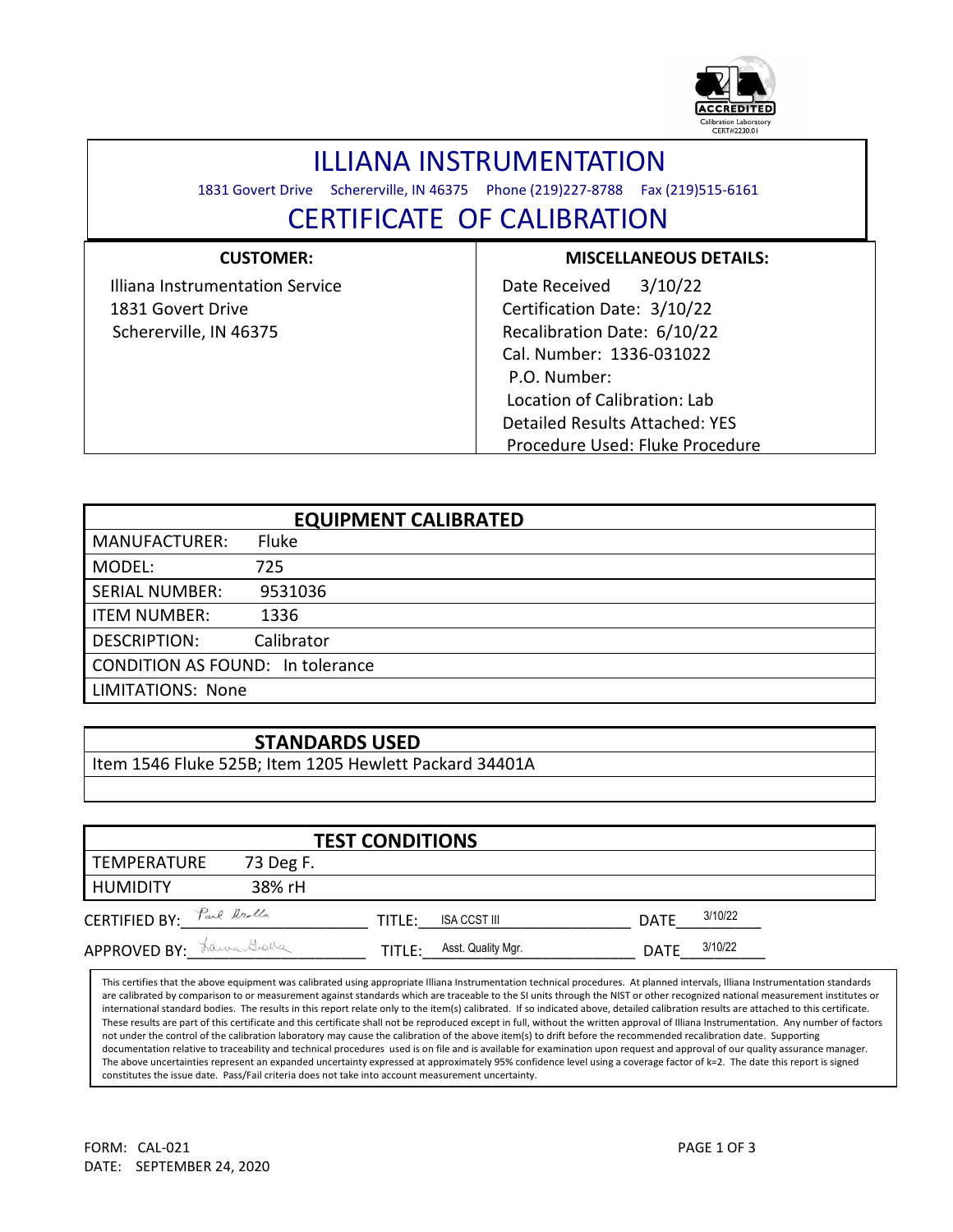ACCREDITED
Calibration Laboratory
CERT#2230.01

# ILLIANA INSTRUMENTATION

1831 Govert Drive Schererville, IN 46375 Phone (219)227-8788 Fax (219)515-6161

## CERTIFICATE OF CALIBRATION

| CUSTOMER: | MISCELLANEOUS DETAILS: |
|---|---|
| Illiana Instrumentation Service<br>1831 Govert Drive<br>Schererville, IN 46375 | Date Received 3/10/22<br>Certification Date: 3/10/22<br>Recalibration Date: 6/10/22<br>Cal. Number: 1336-031022<br>P.O. Number:<br>Location of Calibration: Lab<br>Detailed Results Attached: YES<br>Procedure Used: Fluke Procedure |

| EQUIPMENT CALIBRATED | |
|---|---|
| MANUFACTURER: | Fluke |
| MODEL: | 725 |
| SERIAL NUMBER: | 9531036 |
| ITEM NUMBER: | 1336 |
| DESCRIPTION: | Calibrator |
| CONDITION AS FOUND: | In tolerance |
| LIMITATIONS: | None |

| STANDARDS USED |
|---|
| Item 1546 Fluke 525B; Item 1205 Hewlett Packard 34401A |

| TEST CONDITIONS | |
|---|---|
| TEMPERATURE | 73 Deg F. |
| HUMIDITY | 38% rH |

CERTIFIED BY: Paul Brolla TITLE: ISA CCST III DATE 3/10/22

APPROVED BY: Laura Grolla TITLE: Asst. Quality Mgr. DATE 3/10/22

This certifies that the above equipment was calibrated using appropriate Illiana Instrumentation technical procedures. At planned intervals, Illiana Instrumentation standards are calibrated by comparison to or measurement against standards which are traceable to the SI units through the NIST or other recognized national measurement institutes or international standard bodies. The results in this report relate only to the item(s) calibrated. If so indicated above, detailed calibration results are attached to this certificate. These results are part of this certificate and this certificate shall not be reproduced except in full, without the written approval of Illiana Instrumentation. Any number of factors not under the control of the calibration laboratory may cause the calibration of the above item(s) to drift before the recommended recalibration date. Supporting documentation relative to traceability and technical procedures used is on file and is available for examination upon request and approval of our quality assurance manager. The above uncertainties represent an expanded uncertainty expressed at approximately 95% confidence level using a coverage factor of k=2. The date this report is signed constitutes the issue date. Pass/Fail criteria does not take into account measurement uncertainty.

FORM: CAL-021
DATE: SEPTEMBER 24, 2020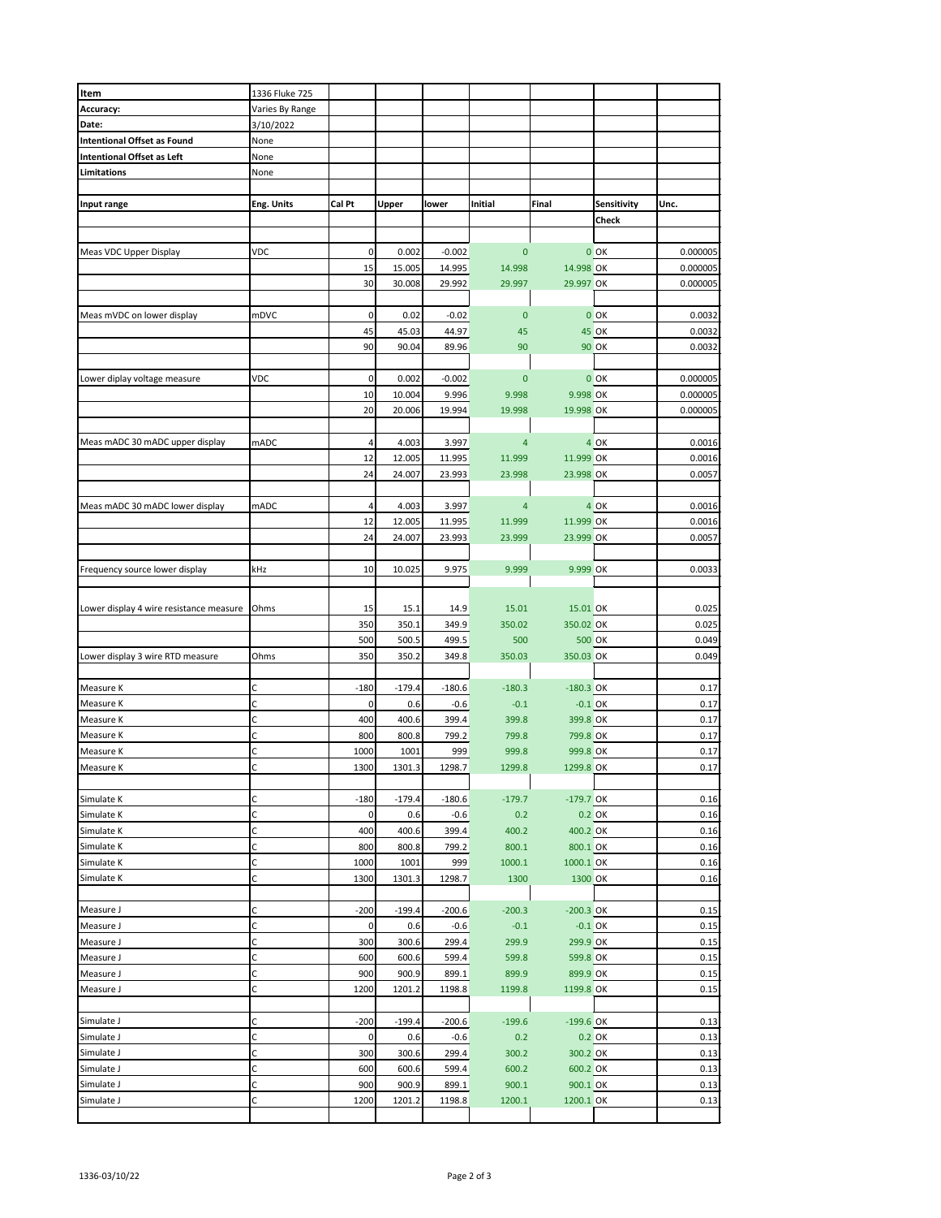| Item | 1336 Fluke 725 | | | | | | | |
|---|---|---|---|---|---|---|---|---|
| Accuracy: | Varies By Range | | | | | | | |
| Date: | 3/10/2022 | | | | | | | |
| Intentional Offset as Found | None | | | | | | | |
| Intentional Offset as Left | None | | | | | | | |
| Limitations | None | | | | | | | |
| | | | | | | | | |
| Input range | Eng. Units | Cal Pt | Upper | lower | Initial | Final | Sensitivity Check | Unc. |
| | | | | | | | | |
| Meas VDC Upper Display | VDC | 0 | 0.002 | -0.002 | 0 | 0 | OK | 0.000005 |
| | | 15 | 15.005 | 14.995 | 14.998 | 14.998 | OK | 0.000005 |
| | | 30 | 30.008 | 29.992 | 29.997 | 29.997 | OK | 0.000005 |
| | | | | | | | | |
| Meas mVDC on lower display | mDVC | 0 | 0.02 | -0.02 | 0 | 0 | OK | 0.0032 |
| | | 45 | 45.03 | 44.97 | 45 | 45 | OK | 0.0032 |
| | | 90 | 90.04 | 89.96 | 90 | 90 | OK | 0.0032 |
| | | | | | | | | |
| Lower diplay voltage measure | VDC | 0 | 0.002 | -0.002 | 0 | 0 | OK | 0.000005 |
| | | 10 | 10.004 | 9.996 | 9.998 | 9.998 | OK | 0.000005 |
| | | 20 | 20.006 | 19.994 | 19.998 | 19.998 | OK | 0.000005 |
| | | | | | | | | |
| Meas mADC 30 mADC upper display | mADC | 4 | 4.003 | 3.997 | 4 | 4 | OK | 0.0016 |
| | | 12 | 12.005 | 11.995 | 11.999 | 11.999 | OK | 0.0016 |
| | | 24 | 24.007 | 23.993 | 23.998 | 23.998 | OK | 0.0057 |
| | | | | | | | | |
| Meas mADC 30 mADC lower display | mADC | 4 | 4.003 | 3.997 | 4 | 4 | OK | 0.0016 |
| | | 12 | 12.005 | 11.995 | 11.999 | 11.999 | OK | 0.0016 |
| | | 24 | 24.007 | 23.993 | 23.999 | 23.999 | OK | 0.0057 |
| | | | | | | | | |
| Frequency source lower display | kHz | 10 | 10.025 | 9.975 | 9.999 | 9.999 | OK | 0.0033 |
| | | | | | | | | |
| Lower display 4 wire resistance measure | Ohms | 15 | 15.1 | 14.9 | 15.01 | 15.01 | OK | 0.025 |
| | | 350 | 350.1 | 349.9 | 350.02 | 350.02 | OK | 0.025 |
| | | 500 | 500.5 | 499.5 | 500 | 500 | OK | 0.049 |
| Lower display 3 wire RTD measure | Ohms | 350 | 350.2 | 349.8 | 350.03 | 350.03 | OK | 0.049 |
| | | | | | | | | |
| Measure K | C | -180 | -179.4 | -180.6 | -180.3 | -180.3 | OK | 0.17 |
| Measure K | C | 0 | 0.6 | -0.6 | -0.1 | -0.1 | OK | 0.17 |
| Measure K | C | 400 | 400.6 | 399.4 | 399.8 | 399.8 | OK | 0.17 |
| Measure K | C | 800 | 800.8 | 799.2 | 799.8 | 799.8 | OK | 0.17 |
| Measure K | C | 1000 | 1001 | 999 | 999.8 | 999.8 | OK | 0.17 |
| Measure K | C | 1300 | 1301.3 | 1298.7 | 1299.8 | 1299.8 | OK | 0.17 |
| | | | | | | | | |
| Simulate K | C | -180 | -179.4 | -180.6 | -179.7 | -179.7 | OK | 0.16 |
| Simulate K | C | 0 | 0.6 | -0.6 | 0.2 | 0.2 | OK | 0.16 |
| Simulate K | C | 400 | 400.6 | 399.4 | 400.2 | 400.2 | OK | 0.16 |
| Simulate K | C | 800 | 800.8 | 799.2 | 800.1 | 800.1 | OK | 0.16 |
| Simulate K | C | 1000 | 1001 | 999 | 1000.1 | 1000.1 | OK | 0.16 |
| Simulate K | C | 1300 | 1301.3 | 1298.7 | 1300 | 1300 | OK | 0.16 |
| | | | | | | | | |
| Measure J | C | -200 | -199.4 | -200.6 | -200.3 | -200.3 | OK | 0.15 |
| Measure J | C | 0 | 0.6 | -0.6 | -0.1 | -0.1 | OK | 0.15 |
| Measure J | C | 300 | 300.6 | 299.4 | 299.9 | 299.9 | OK | 0.15 |
| Measure J | C | 600 | 600.6 | 599.4 | 599.8 | 599.8 | OK | 0.15 |
| Measure J | C | 900 | 900.9 | 899.1 | 899.9 | 899.9 | OK | 0.15 |
| Measure J | C | 1200 | 1201.2 | 1198.8 | 1199.8 | 1199.8 | OK | 0.15 |
| | | | | | | | | |
| Simulate J | C | -200 | -199.4 | -200.6 | -199.6 | -199.6 | OK | 0.13 |
| Simulate J | C | 0 | 0.6 | -0.6 | 0.2 | 0.2 | OK | 0.13 |
| Simulate J | C | 300 | 300.6 | 299.4 | 300.2 | 300.2 | OK | 0.13 |
| Simulate J | C | 600 | 600.6 | 599.4 | 600.2 | 600.2 | OK | 0.13 |
| Simulate J | C | 900 | 900.9 | 899.1 | 900.1 | 900.1 | OK | 0.13 |
| Simulate J | C | 1200 | 1201.2 | 1198.8 | 1200.1 | 1200.1 | OK | 0.13 |

1336-03/10/22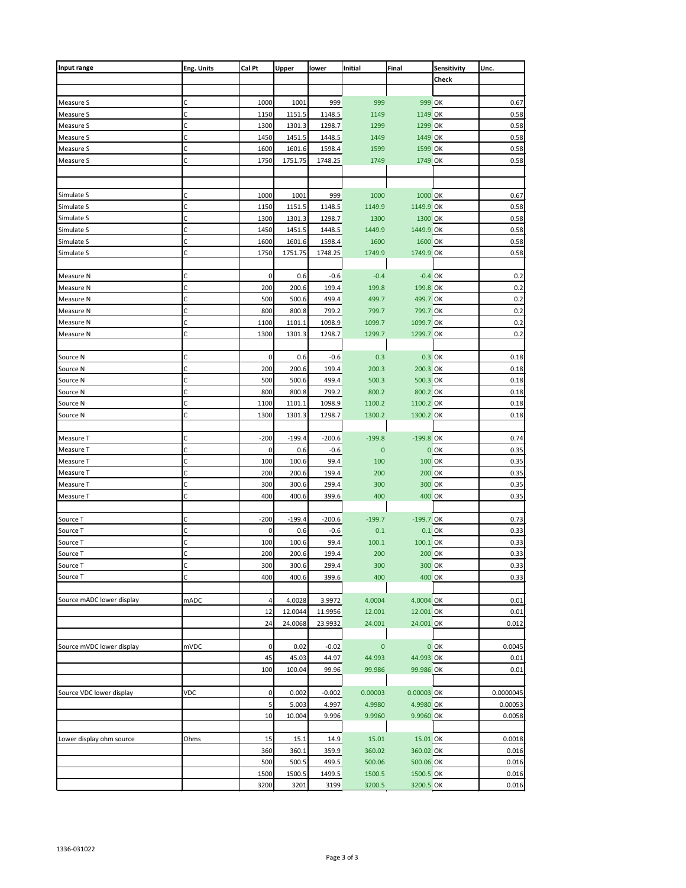| Input range | Eng. Units | Cal Pt | Upper | lower | Initial | Final | Sensitivity Check | Unc. |
|---|---|---|---|---|---|---|---|---|
| | | | | | | | | |
| Measure S | C | 1000 | 1001 | 999 | 999 | 999 | OK | 0.67 |
| Measure S | C | 1150 | 1151.5 | 1148.5 | 1149 | 1149 | OK | 0.58 |
| Measure S | C | 1300 | 1301.3 | 1298.7 | 1299 | 1299 | OK | 0.58 |
| Measure S | C | 1450 | 1451.5 | 1448.5 | 1449 | 1449 | OK | 0.58 |
| Measure S | C | 1600 | 1601.6 | 1598.4 | 1599 | 1599 | OK | 0.58 |
| Measure S | C | 1750 | 1751.75 | 1748.25 | 1749 | 1749 | OK | 0.58 |
| | | | | | | | | |
| | | | | | | | | |
| Simulate S | C | 1000 | 1001 | 999 | 1000 | 1000 | OK | 0.67 |
| Simulate S | C | 1150 | 1151.5 | 1148.5 | 1149.9 | 1149.9 | OK | 0.58 |
| Simulate S | C | 1300 | 1301.3 | 1298.7 | 1300 | 1300 | OK | 0.58 |
| Simulate S | C | 1450 | 1451.5 | 1448.5 | 1449.9 | 1449.9 | OK | 0.58 |
| Simulate S | C | 1600 | 1601.6 | 1598.4 | 1600 | 1600 | OK | 0.58 |
| Simulate S | C | 1750 | 1751.75 | 1748.25 | 1749.9 | 1749.9 | OK | 0.58 |
| | | | | | | | | |
| Measure N | C | 0 | 0.6 | -0.6 | -0.4 | -0.4 | OK | 0.2 |
| Measure N | C | 200 | 200.6 | 199.4 | 199.8 | 199.8 | OK | 0.2 |
| Measure N | C | 500 | 500.6 | 499.4 | 499.7 | 499.7 | OK | 0.2 |
| Measure N | C | 800 | 800.8 | 799.2 | 799.7 | 799.7 | OK | 0.2 |
| Measure N | C | 1100 | 1101.1 | 1098.9 | 1099.7 | 1099.7 | OK | 0.2 |
| Measure N | C | 1300 | 1301.3 | 1298.7 | 1299.7 | 1299.7 | OK | 0.2 |
| | | | | | | | | |
| Source N | C | 0 | 0.6 | -0.6 | 0.3 | 0.3 | OK | 0.18 |
| Source N | C | 200 | 200.6 | 199.4 | 200.3 | 200.3 | OK | 0.18 |
| Source N | C | 500 | 500.6 | 499.4 | 500.3 | 500.3 | OK | 0.18 |
| Source N | C | 800 | 800.8 | 799.2 | 800.2 | 800.2 | OK | 0.18 |
| Source N | C | 1100 | 1101.1 | 1098.9 | 1100.2 | 1100.2 | OK | 0.18 |
| Source N | C | 1300 | 1301.3 | 1298.7 | 1300.2 | 1300.2 | OK | 0.18 |
| | | | | | | | | |
| Measure T | C | -200 | -199.4 | -200.6 | -199.8 | -199.8 | OK | 0.74 |
| Measure T | C | 0 | 0.6 | -0.6 | 0 | 0 | OK | 0.35 |
| Measure T | C | 100 | 100.6 | 99.4 | 100 | 100 | OK | 0.35 |
| Measure T | C | 200 | 200.6 | 199.4 | 200 | 200 | OK | 0.35 |
| Measure T | C | 300 | 300.6 | 299.4 | 300 | 300 | OK | 0.35 |
| Measure T | C | 400 | 400.6 | 399.6 | 400 | 400 | OK | 0.35 |
| | | | | | | | | |
| Source T | C | -200 | -199.4 | -200.6 | -199.7 | -199.7 | OK | 0.73 |
| Source T | C | 0 | 0.6 | -0.6 | 0.1 | 0.1 | OK | 0.33 |
| Source T | C | 100 | 100.6 | 99.4 | 100.1 | 100.1 | OK | 0.33 |
| Source T | C | 200 | 200.6 | 199.4 | 200 | 200 | OK | 0.33 |
| Source T | C | 300 | 300.6 | 299.4 | 300 | 300 | OK | 0.33 |
| Source T | C | 400 | 400.6 | 399.6 | 400 | 400 | OK | 0.33 |
| | | | | | | | | |
| Source mADC lower display | mADC | 4 | 4.0028 | 3.9972 | 4.0004 | 4.0004 | OK | 0.01 |
| | | 12 | 12.0044 | 11.9956 | 12.001 | 12.001 | OK | 0.01 |
| | | 24 | 24.0068 | 23.9932 | 24.001 | 24.001 | OK | 0.012 |
| | | | | | | | | |
| Source mVDC lower display | mVDC | 0 | 0.02 | -0.02 | 0 | 0 | OK | 0.0045 |
| | | 45 | 45.03 | 44.97 | 44.993 | 44.993 | OK | 0.01 |
| | | 100 | 100.04 | 99.96 | 99.986 | 99.986 | OK | 0.01 |
| | | | | | | | | |
| Source VDC lower display | VDC | 0 | 0.002 | -0.002 | 0.00003 | 0.00003 | OK | 0.0000045 |
| | | 5 | 5.003 | 4.997 | 4.9980 | 4.9980 | OK | 0.00053 |
| | | 10 | 10.004 | 9.996 | 9.9960 | 9.9960 | OK | 0.0058 |
| | | | | | | | | |
| Lower display ohm source | Ohms | 15 | 15.1 | 14.9 | 15.01 | 15.01 | OK | 0.0018 |
| | | 360 | 360.1 | 359.9 | 360.02 | 360.02 | OK | 0.016 |
| | | 500 | 500.5 | 499.5 | 500.06 | 500.06 | OK | 0.016 |
| | | 1500 | 1500.5 | 1499.5 | 1500.5 | 1500.5 | OK | 0.016 |
| | | 3200 | 3201 | 3199 | 3200.5 | 3200.5 | OK | 0.016 |

1336-031022